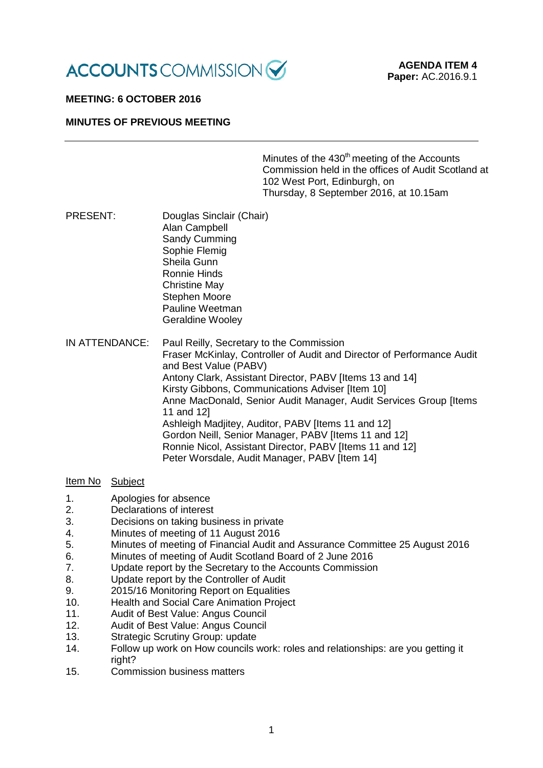ACCOUNTS COMMISSION

**AGENDA ITEM 4**
**Paper:** AC.2016.9.1

**MEETING: 6 OCTOBER 2016**

**MINUTES OF PREVIOUS MEETING**

---

Minutes of the 430th meeting of the Accounts Commission held in the offices of Audit Scotland at 102 West Port, Edinburgh, on Thursday, 8 September 2016, at 10.15am

PRESENT:

Douglas Sinclair (Chair)
Alan Campbell
Sandy Cumming
Sophie Flemig
Sheila Gunn
Ronnie Hinds
Christine May
Stephen Moore
Pauline Weetman
Geraldine Wooley

IN ATTENDANCE:

Paul Reilly, Secretary to the Commission
Fraser McKinlay, Controller of Audit and Director of Performance Audit and Best Value (PABV)
Antony Clark, Assistant Director, PABV [Items 13 and 14]
Kirsty Gibbons, Communications Adviser [Item 10]
Anne MacDonald, Senior Audit Manager, Audit Services Group [Items 11 and 12]
Ashleigh Madjitey, Auditor, PABV [Items 11 and 12]
Gordon Neill, Senior Manager, PABV [Items 11 and 12]
Ronnie Nicol, Assistant Director, PABV [Items 11 and 12]
Peter Worsdale, Audit Manager, PABV [Item 14]

| Item No | Subject |
|---|---|
| 1. | Apologies for absence |
| 2. | Declarations of interest |
| 3. | Decisions on taking business in private |
| 4. | Minutes of meeting of 11 August 2016 |
| 5. | Minutes of meeting of Financial Audit and Assurance Committee 25 August 2016 |
| 6. | Minutes of meeting of Audit Scotland Board of 2 June 2016 |
| 7. | Update report by the Secretary to the Accounts Commission |
| 8. | Update report by the Controller of Audit |
| 9. | 2015/16 Monitoring Report on Equalities |
| 10. | Health and Social Care Animation Project |
| 11. | Audit of Best Value: Angus Council |
| 12. | Audit of Best Value: Angus Council |
| 13. | Strategic Scrutiny Group: update |
| 14. | Follow up work on How councils work: roles and relationships: are you getting it right? |
| 15. | Commission business matters |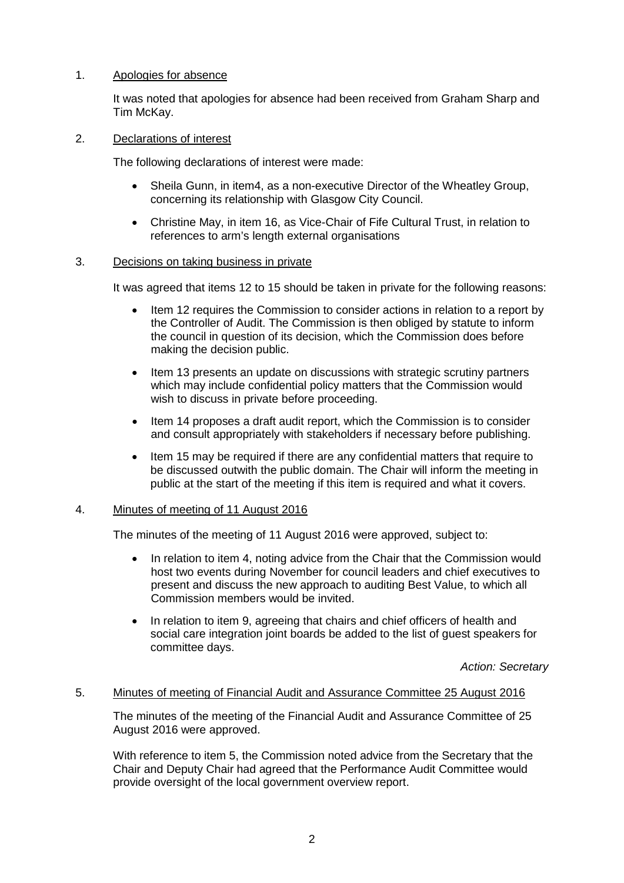1. Apologies for absence

   It was noted that apologies for absence had been received from Graham Sharp and Tim McKay.

2. Declarations of interest

   The following declarations of interest were made:

   - Sheila Gunn, in item4, as a non-executive Director of the Wheatley Group, concerning its relationship with Glasgow City Council.
   - Christine May, in item 16, as Vice-Chair of Fife Cultural Trust, in relation to references to arm's length external organisations

3. Decisions on taking business in private

   It was agreed that items 12 to 15 should be taken in private for the following reasons:

   - Item 12 requires the Commission to consider actions in relation to a report by the Controller of Audit. The Commission is then obliged by statute to inform the council in question of its decision, which the Commission does before making the decision public.
   - Item 13 presents an update on discussions with strategic scrutiny partners which may include confidential policy matters that the Commission would wish to discuss in private before proceeding.
   - Item 14 proposes a draft audit report, which the Commission is to consider and consult appropriately with stakeholders if necessary before publishing.
   - Item 15 may be required if there are any confidential matters that require to be discussed outwith the public domain. The Chair will inform the meeting in public at the start of the meeting if this item is required and what it covers.

4. Minutes of meeting of 11 August 2016

   The minutes of the meeting of 11 August 2016 were approved, subject to:

   - In relation to item 4, noting advice from the Chair that the Commission would host two events during November for council leaders and chief executives to present and discuss the new approach to auditing Best Value, to which all Commission members would be invited.
   - In relation to item 9, agreeing that chairs and chief officers of health and social care integration joint boards be added to the list of guest speakers for committee days.

   *Action: Secretary*

5. Minutes of meeting of Financial Audit and Assurance Committee 25 August 2016

   The minutes of the meeting of the Financial Audit and Assurance Committee of 25 August 2016 were approved.

   With reference to item 5, the Commission noted advice from the Secretary that the Chair and Deputy Chair had agreed that the Performance Audit Committee would provide oversight of the local government overview report.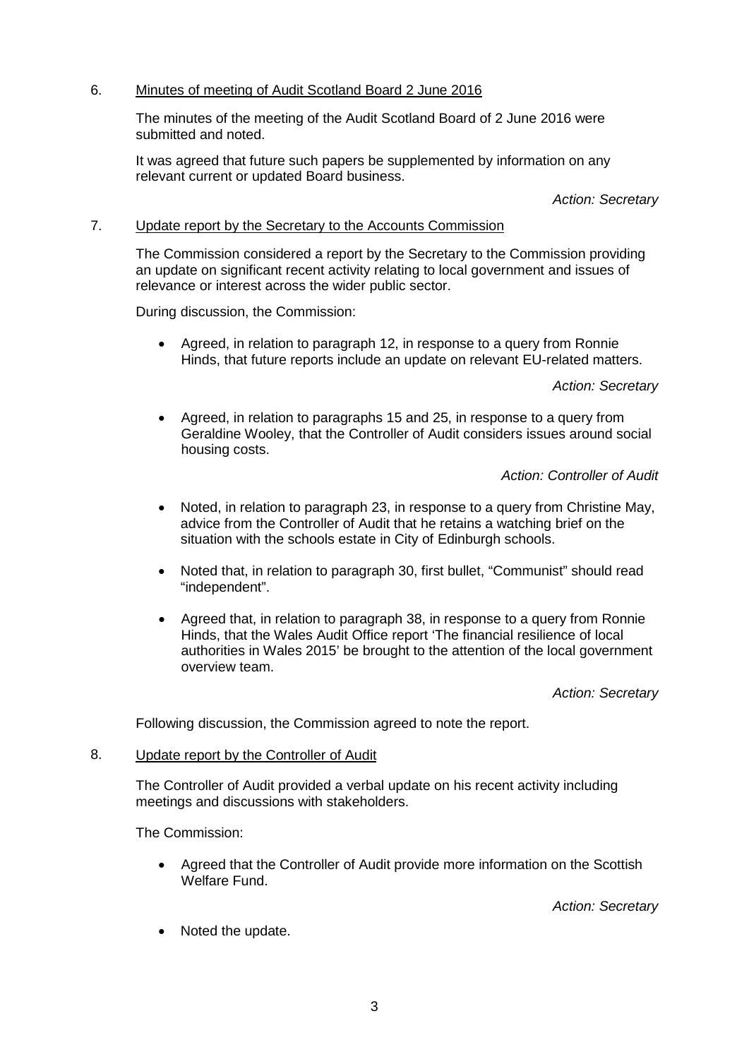6. Minutes of meeting of Audit Scotland Board 2 June 2016

The minutes of the meeting of the Audit Scotland Board of 2 June 2016 were submitted and noted.

It was agreed that future such papers be supplemented by information on any relevant current or updated Board business.

*Action: Secretary*

7. Update report by the Secretary to the Accounts Commission

The Commission considered a report by the Secretary to the Commission providing an update on significant recent activity relating to local government and issues of relevance or interest across the wider public sector.

During discussion, the Commission:

- Agreed, in relation to paragraph 12, in response to a query from Ronnie Hinds, that future reports include an update on relevant EU-related matters.

*Action: Secretary*

- Agreed, in relation to paragraphs 15 and 25, in response to a query from Geraldine Wooley, that the Controller of Audit considers issues around social housing costs.

*Action: Controller of Audit*

- Noted, in relation to paragraph 23, in response to a query from Christine May, advice from the Controller of Audit that he retains a watching brief on the situation with the schools estate in City of Edinburgh schools.
- Noted that, in relation to paragraph 30, first bullet, "Communist" should read "independent".
- Agreed that, in relation to paragraph 38, in response to a query from Ronnie Hinds, that the Wales Audit Office report 'The financial resilience of local authorities in Wales 2015' be brought to the attention of the local government overview team.

*Action: Secretary*

Following discussion, the Commission agreed to note the report.

8. Update report by the Controller of Audit

The Controller of Audit provided a verbal update on his recent activity including meetings and discussions with stakeholders.

The Commission:

- Agreed that the Controller of Audit provide more information on the Scottish Welfare Fund.

*Action: Secretary*

- Noted the update.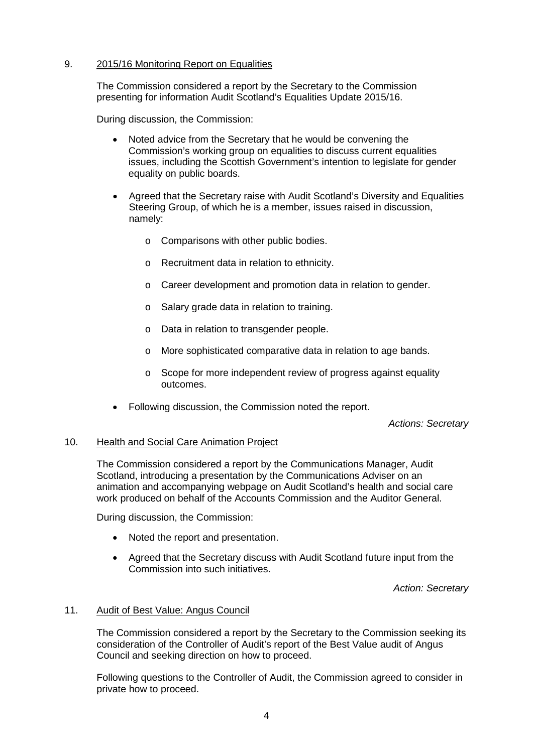9. <u>2015/16 Monitoring Report on Equalities</u>

The Commission considered a report by the Secretary to the Commission presenting for information Audit Scotland's Equalities Update 2015/16.

During discussion, the Commission:

- Noted advice from the Secretary that he would be convening the Commission's working group on equalities to discuss current equalities issues, including the Scottish Government's intention to legislate for gender equality on public boards.
- Agreed that the Secretary raise with Audit Scotland's Diversity and Equalities Steering Group, of which he is a member, issues raised in discussion, namely:
    - Comparisons with other public bodies.
    - Recruitment data in relation to ethnicity.
    - Career development and promotion data in relation to gender.
    - Salary grade data in relation to training.
    - Data in relation to transgender people.
    - More sophisticated comparative data in relation to age bands.
    - Scope for more independent review of progress against equality outcomes.
- Following discussion, the Commission noted the report.

*Actions: Secretary*

10. <u>Health and Social Care Animation Project</u>

The Commission considered a report by the Communications Manager, Audit Scotland, introducing a presentation by the Communications Adviser on an animation and accompanying webpage on Audit Scotland's health and social care work produced on behalf of the Accounts Commission and the Auditor General.

During discussion, the Commission:

- Noted the report and presentation.
- Agreed that the Secretary discuss with Audit Scotland future input from the Commission into such initiatives.

*Action: Secretary*

11. <u>Audit of Best Value: Angus Council</u>

The Commission considered a report by the Secretary to the Commission seeking its consideration of the Controller of Audit's report of the Best Value audit of Angus Council and seeking direction on how to proceed.

Following questions to the Controller of Audit, the Commission agreed to consider in private how to proceed.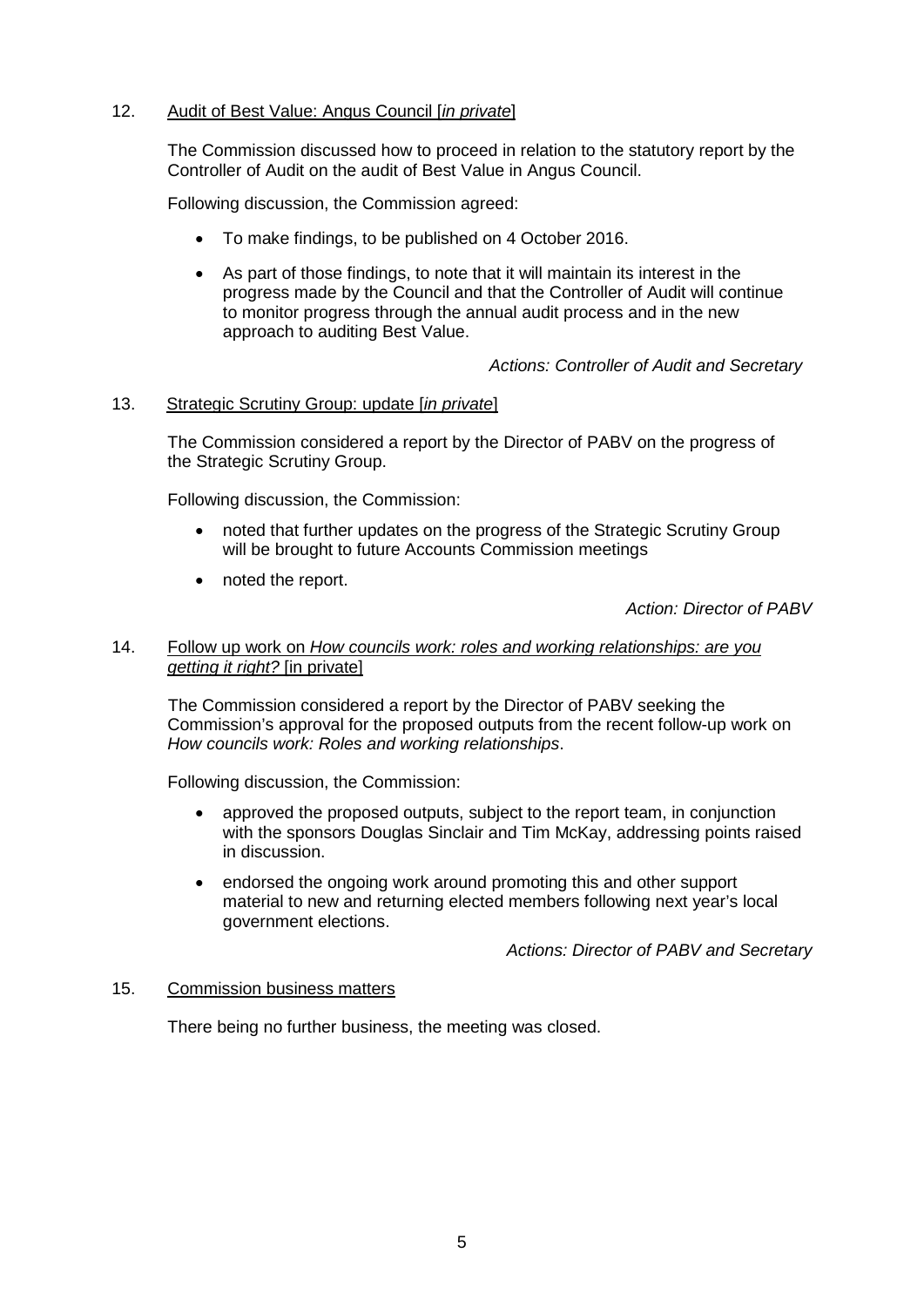12. Audit of Best Value: Angus Council [*in private*]

The Commission discussed how to proceed in relation to the statutory report by the Controller of Audit on the audit of Best Value in Angus Council.

Following discussion, the Commission agreed:

- To make findings, to be published on 4 October 2016.
- As part of those findings, to note that it will maintain its interest in the progress made by the Council and that the Controller of Audit will continue to monitor progress through the annual audit process and in the new approach to auditing Best Value.

*Actions: Controller of Audit and Secretary*

13. Strategic Scrutiny Group: update [*in private*]

The Commission considered a report by the Director of PABV on the progress of the Strategic Scrutiny Group.

Following discussion, the Commission:

- noted that further updates on the progress of the Strategic Scrutiny Group will be brought to future Accounts Commission meetings
- noted the report.

*Action: Director of PABV*

14. Follow up work on *How councils work: roles and working relationships: are you getting it right?* [in private]

The Commission considered a report by the Director of PABV seeking the Commission's approval for the proposed outputs from the recent follow-up work on *How councils work: Roles and working relationships*.

Following discussion, the Commission:

- approved the proposed outputs, subject to the report team, in conjunction with the sponsors Douglas Sinclair and Tim McKay, addressing points raised in discussion.
- endorsed the ongoing work around promoting this and other support material to new and returning elected members following next year's local government elections.

*Actions: Director of PABV and Secretary*

15. Commission business matters

There being no further business, the meeting was closed.